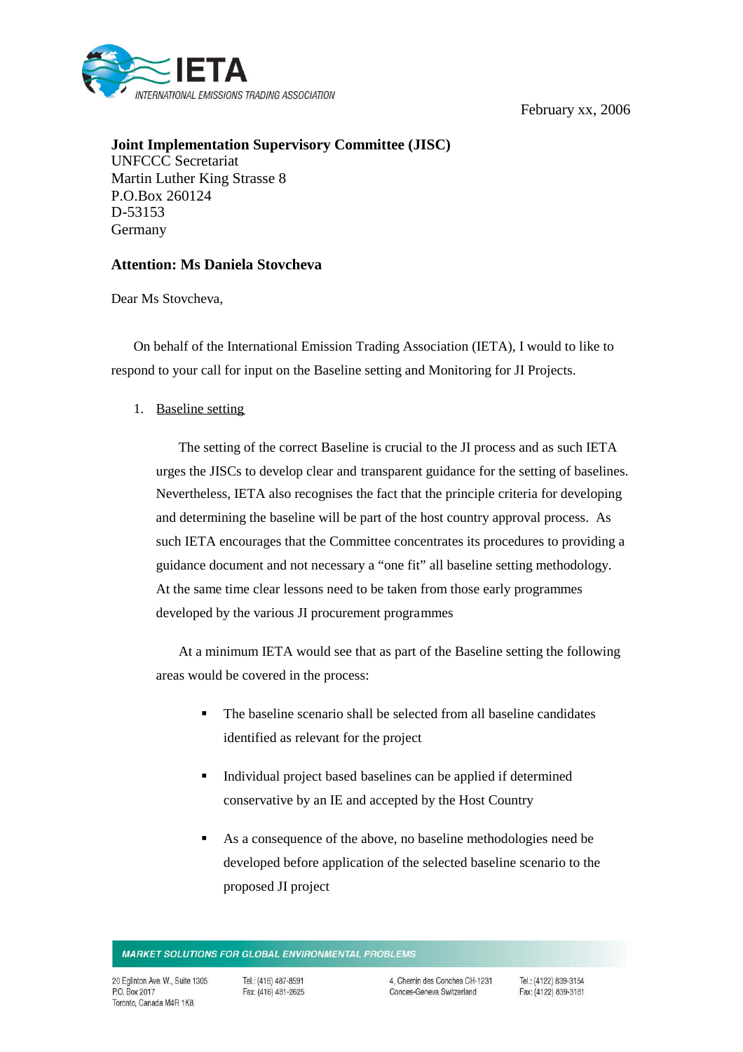February xx, 2006

**Joint Implementation Supervisory Committee (JISC)**
UNFCCC Secretariat
Martin Luther King Strasse 8
P.O.Box 260124
D-53153
Germany

**Attention: Ms Daniela Stovcheva**

Dear Ms Stovcheva,

On behalf of the International Emission Trading Association (IETA), I would to like to respond to your call for input on the Baseline setting and Monitoring for JI Projects.

1. Baseline setting

The setting of the correct Baseline is crucial to the JI process and as such IETA urges the JISCs to develop clear and transparent guidance for the setting of baselines. Nevertheless, IETA also recognises the fact that the principle criteria for developing and determining the baseline will be part of the host country approval process. As such IETA encourages that the Committee concentrates its procedures to providing a guidance document and not necessary a "one fit" all baseline setting methodology. At the same time clear lessons need to be taken from those early programmes developed by the various JI procurement programmes

At a minimum IETA would see that as part of the Baseline setting the following areas would be covered in the process:

- The baseline scenario shall be selected from all baseline candidates identified as relevant for the project
- Individual project based baselines can be applied if determined conservative by an IE and accepted by the Host Country
- As a consequence of the above, no baseline methodologies need be developed before application of the selected baseline scenario to the proposed JI project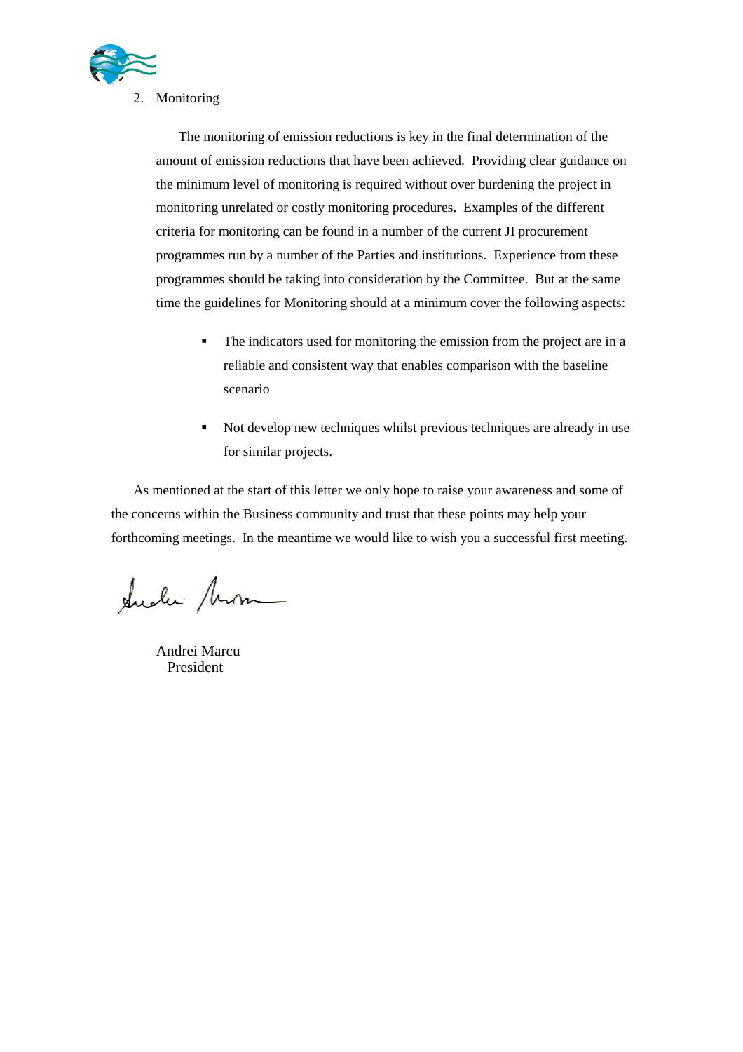2. Monitoring

   The monitoring of emission reductions is key in the final determination of the amount of emission reductions that have been achieved. Providing clear guidance on the minimum level of monitoring is required without over burdening the project in monitoring unrelated or costly monitoring procedures. Examples of the different criteria for monitoring can be found in a number of the current JI procurement programmes run by a number of the Parties and institutions. Experience from these programmes should be taking into consideration by the Committee. But at the same time the guidelines for Monitoring should at a minimum cover the following aspects:

   - The indicators used for monitoring the emission from the project are in a reliable and consistent way that enables comparison with the baseline scenario
   - Not develop new techniques whilst previous techniques are already in use for similar projects.

As mentioned at the start of this letter we only hope to raise your awareness and some of the concerns within the Business community and trust that these points may help your forthcoming meetings. In the meantime we would like to wish you a successful first meeting.

Andrei Marcu
President